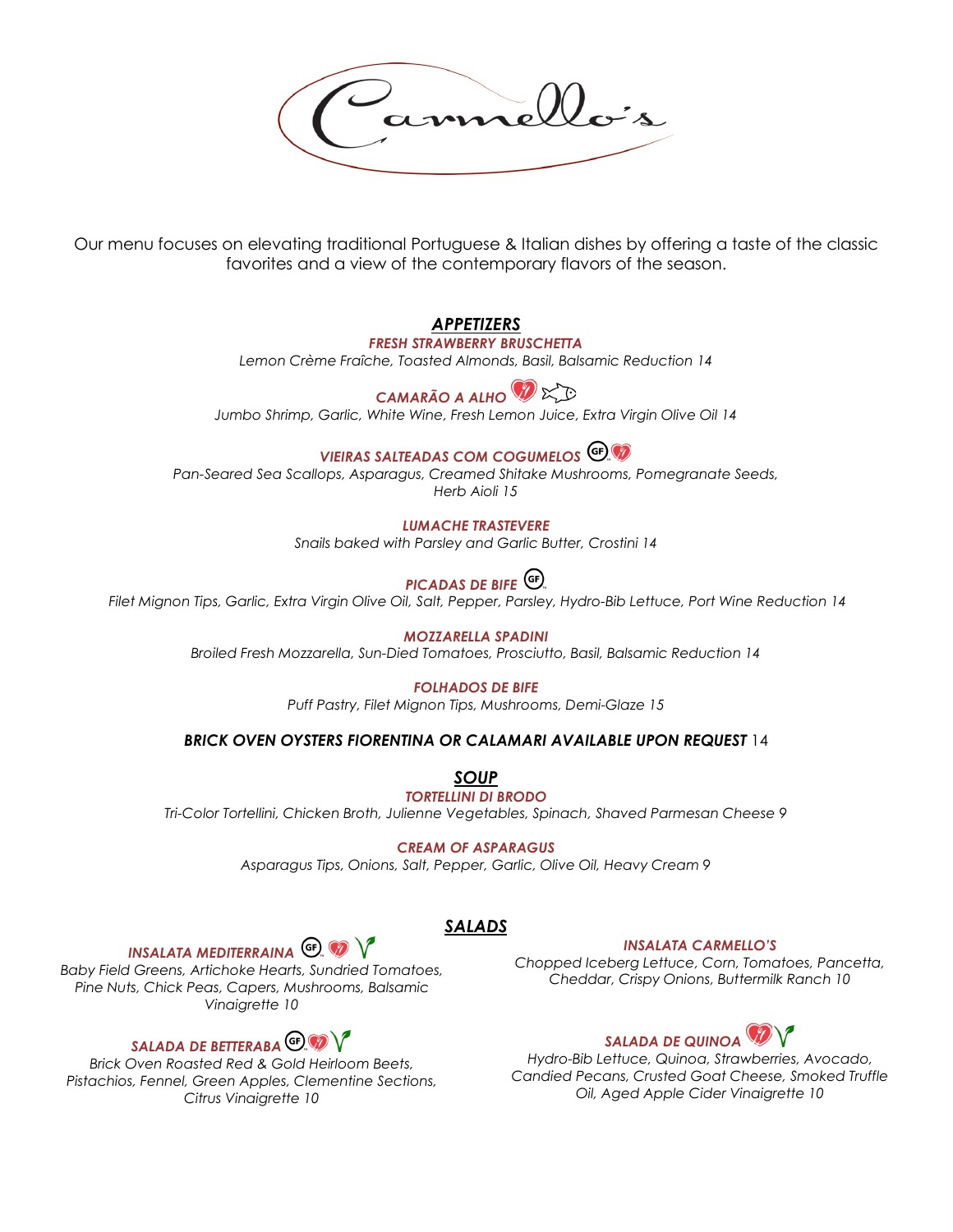# Carmello's

Our menu focuses on elevating traditional Portuguese & Italian dishes by offering a taste of the classic favorites and a view of the contemporary flavors of the season.

## *APPETIZERS*

***FRESH STRAWBERRY BRUSCHETTA***
*Lemon Crème Fraîche, Toasted Almonds, Basil, Balsamic Reduction 14*

***CAMARÃO A ALHO***
*Jumbo Shrimp, Garlic, White Wine, Fresh Lemon Juice, Extra Virgin Olive Oil 14*

***VIEIRAS SALTEADAS COM COGUMELOS*** (GF)
*Pan-Seared Sea Scallops, Asparagus, Creamed Shitake Mushrooms, Pomegranate Seeds, Herb Aioli 15*

***LUMACHE TRASTEVERE***
*Snails baked with Parsley and Garlic Butter, Crostini 14*

***PICADAS DE BIFE*** (GF)
*Filet Mignon Tips, Garlic, Extra Virgin Olive Oil, Salt, Pepper, Parsley, Hydro-Bib Lettuce, Port Wine Reduction 14*

***MOZZARELLA SPADINI***
*Broiled Fresh Mozzarella, Sun-Died Tomatoes, Prosciutto, Basil, Balsamic Reduction 14*

***FOLHADOS DE BIFE***
*Puff Pastry, Filet Mignon Tips, Mushrooms, Demi-Glaze 15*

***BRICK OVEN OYSTERS FIORENTINA OR CALAMARI AVAILABLE UPON REQUEST*** 14

## *SOUP*

***TORTELLINI DI BRODO***
*Tri-Color Tortellini, Chicken Broth, Julienne Vegetables, Spinach, Shaved Parmesan Cheese 9*

***CREAM OF ASPARAGUS***
*Asparagus Tips, Onions, Salt, Pepper, Garlic, Olive Oil, Heavy Cream 9*

## *SALADS*

***INSALATA MEDITERRAINA*** (GF)
*Baby Field Greens, Artichoke Hearts, Sundried Tomatoes, Pine Nuts, Chick Peas, Capers, Mushrooms, Balsamic Vinaigrette 10*

***SALADA DE BETTERABA*** (GF)
*Brick Oven Roasted Red & Gold Heirloom Beets, Pistachios, Fennel, Green Apples, Clementine Sections, Citrus Vinaigrette 10*

***INSALATA CARMELLO'S***
*Chopped Iceberg Lettuce, Corn, Tomatoes, Pancetta, Cheddar, Crispy Onions, Buttermilk Ranch 10*

***SALADA DE QUINOA***
*Hydro-Bib Lettuce, Quinoa, Strawberries, Avocado, Candied Pecans, Crusted Goat Cheese, Smoked Truffle Oil, Aged Apple Cider Vinaigrette 10*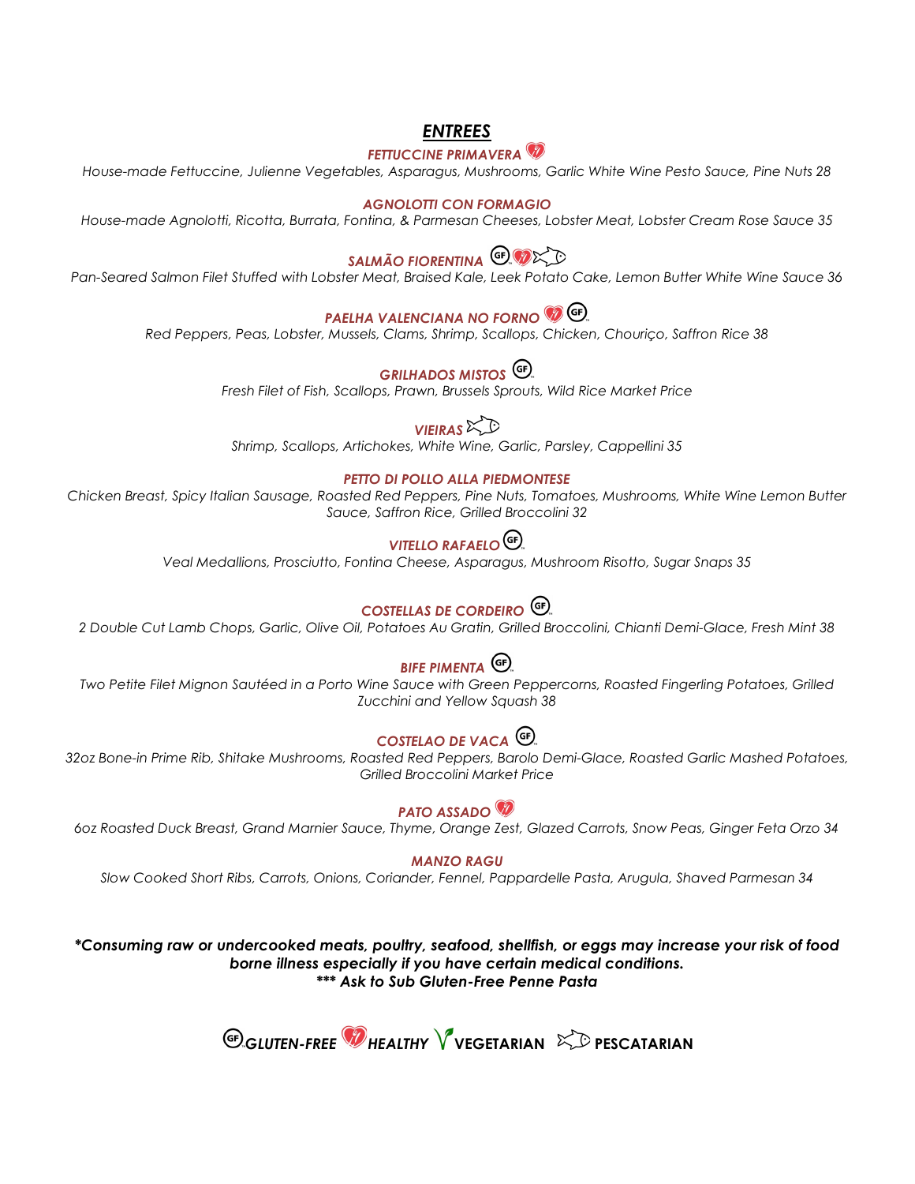## *ENTREES*

***FETTUCCINE PRIMAVERA*** (HEALTHY)

*House-made Fettuccine, Julienne Vegetables, Asparagus, Mushrooms, Garlic White Wine Pesto Sauce, Pine Nuts 28*

***AGNOLOTTI CON FORMAGIO***

*House-made Agnolotti, Ricotta, Burrata, Fontina, & Parmesan Cheeses, Lobster Meat, Lobster Cream Rose Sauce 35*

***SALMÃO FIORENTINA*** (GF) (HEALTHY) (PESCATARIAN)

*Pan-Seared Salmon Filet Stuffed with Lobster Meat, Braised Kale, Leek Potato Cake, Lemon Butter White Wine Sauce 36*

***PAELHA VALENCIANA NO FORNO*** (HEALTHY) (GF)

*Red Peppers, Peas, Lobster, Mussels, Clams, Shrimp, Scallops, Chicken, Chouriço, Saffron Rice 38*

***GRILHADOS MISTOS*** (GF)

*Fresh Filet of Fish, Scallops, Prawn, Brussels Sprouts, Wild Rice Market Price*

***VIEIRAS*** (PESCATARIAN)

*Shrimp, Scallops, Artichokes, White Wine, Garlic, Parsley, Cappellini 35*

***PETTO DI POLLO ALLA PIEDMONTESE***

*Chicken Breast, Spicy Italian Sausage, Roasted Red Peppers, Pine Nuts, Tomatoes, Mushrooms, White Wine Lemon Butter Sauce, Saffron Rice, Grilled Broccolini 32*

***VITELLO RAFAELO*** (GF)

*Veal Medallions, Prosciutto, Fontina Cheese, Asparagus, Mushroom Risotto, Sugar Snaps 35*

***COSTELLAS DE CORDEIRO*** (GF)

*2 Double Cut Lamb Chops, Garlic, Olive Oil, Potatoes Au Gratin, Grilled Broccolini, Chianti Demi-Glace, Fresh Mint 38*

***BIFE PIMENTA*** (GF)

*Two Petite Filet Mignon Sautéed in a Porto Wine Sauce with Green Peppercorns, Roasted Fingerling Potatoes, Grilled Zucchini and Yellow Squash 38*

***COSTELAO DE VACA*** (GF)

*32oz Bone-in Prime Rib, Shitake Mushrooms, Roasted Red Peppers, Barolo Demi-Glace, Roasted Garlic Mashed Potatoes, Grilled Broccolini Market Price*

***PATO ASSADO*** (HEALTHY)

*6oz Roasted Duck Breast, Grand Marnier Sauce, Thyme, Orange Zest, Glazed Carrots, Snow Peas, Ginger Feta Orzo 34*

***MANZO RAGU***

*Slow Cooked Short Ribs, Carrots, Onions, Coriander, Fennel, Pappardelle Pasta, Arugula, Shaved Parmesan 34*

***\*Consuming raw or undercooked meats, poultry, seafood, shellfish, or eggs may increase your risk of food borne illness especially if you have certain medical conditions.***
***\*\*\* Ask to Sub Gluten-Free Penne Pasta***

**(GF) GLUTEN-FREE (HEALTHY) HEALTHY (V) VEGETARIAN (PESCATARIAN) PESCATARIAN**